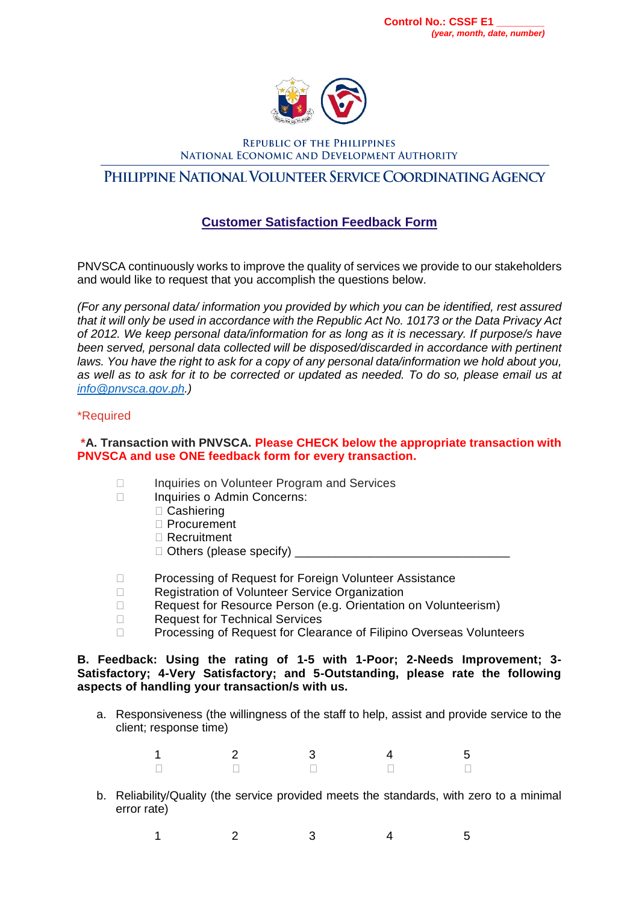**Control No.: CSSF E1 ________**
***(year, month, date, number)***

REPUBLIC OF THE PHILIPPINES
NATIONAL ECONOMIC AND DEVELOPMENT AUTHORITY

# PHILIPPINE NATIONAL VOLUNTEER SERVICE COORDINATING AGENCY

## Customer Satisfaction Feedback Form

PNVSCA continuously works to improve the quality of services we provide to our stakeholders and would like to request that you accomplish the questions below.

*(For any personal data/ information you provided by which you can be identified, rest assured that it will only be used in accordance with the Republic Act No. 10173 or the Data Privacy Act of 2012. We keep personal data/information for as long as it is necessary. If purpose/s have been served, personal data collected will be disposed/discarded in accordance with pertinent laws. You have the right to ask for a copy of any personal data/information we hold about you, as well as to ask for it to be corrected or updated as needed. To do so, please email us at info@pnvsca.gov.ph.)*

*Required

**\*A. Transaction with PNVSCA. Please CHECK below the appropriate transaction with PNVSCA and use ONE feedback form for every transaction.**

- ☐ Inquiries on Volunteer Program and Services
- ☐ Inquiries o Admin Concerns:
  - ☐ Cashiering
  - ☐ Procurement
  - ☐ Recruitment
  - ☐ Others (please specify) ________________________________

- ☐ Processing of Request for Foreign Volunteer Assistance
- ☐ Registration of Volunteer Service Organization
- ☐ Request for Resource Person (e.g. Orientation on Volunteerism)
- ☐ Request for Technical Services
- ☐ Processing of Request for Clearance of Filipino Overseas Volunteers

**B. Feedback: Using the rating of 1-5 with 1-Poor; 2-Needs Improvement; 3-Satisfactory; 4-Very Satisfactory; and 5-Outstanding, please rate the following aspects of handling your transaction/s with us.**

a. Responsiveness (the willingness of the staff to help, assist and provide service to the client; response time)

| 1 | 2 | 3 | 4 | 5 |
|---|---|---|---|---|
| ☐ | ☐ | ☐ | ☐ | ☐ |

b. Reliability/Quality (the service provided meets the standards, with zero to a minimal error rate)

| 1 | 2 | 3 | 4 | 5 |
|---|---|---|---|---|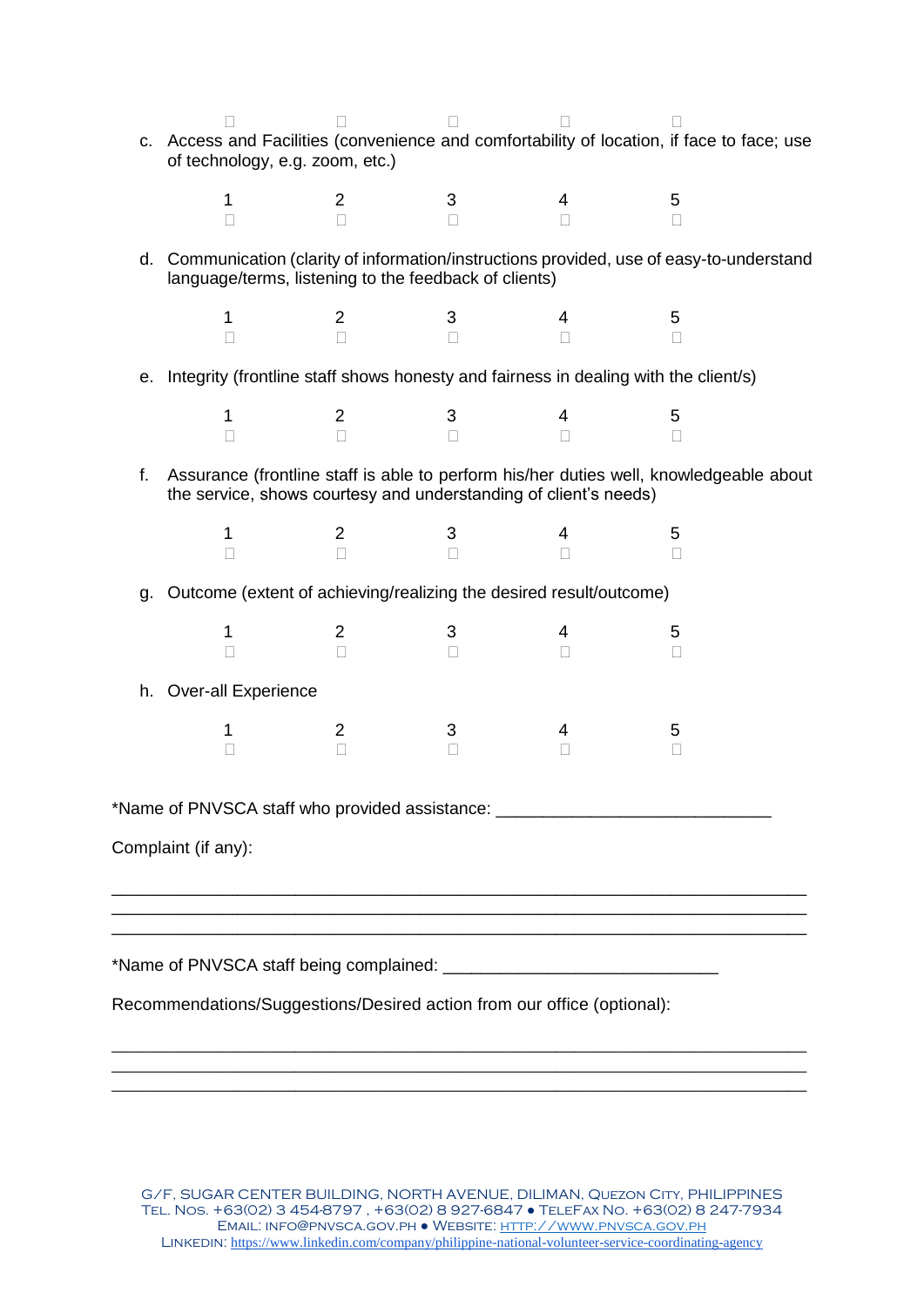☐ ☐ ☐ ☐ ☐

c. Access and Facilities (convenience and comfortability of location, if face to face; use of technology, e.g. zoom, etc.)

| 1 | 2 | 3 | 4 | 5 |
|---|---|---|---|---|
| ☐ | ☐ | ☐ | ☐ | ☐ |

d. Communication (clarity of information/instructions provided, use of easy-to-understand language/terms, listening to the feedback of clients)

| 1 | 2 | 3 | 4 | 5 |
|---|---|---|---|---|
| ☐ | ☐ | ☐ | ☐ | ☐ |

e. Integrity (frontline staff shows honesty and fairness in dealing with the client/s)

| 1 | 2 | 3 | 4 | 5 |
|---|---|---|---|---|
| ☐ | ☐ | ☐ | ☐ | ☐ |

f. Assurance (frontline staff is able to perform his/her duties well, knowledgeable about the service, shows courtesy and understanding of client's needs)

| 1 | 2 | 3 | 4 | 5 |
|---|---|---|---|---|
| ☐ | ☐ | ☐ | ☐ | ☐ |

g. Outcome (extent of achieving/realizing the desired result/outcome)

| 1 | 2 | 3 | 4 | 5 |
|---|---|---|---|---|
| ☐ | ☐ | ☐ | ☐ | ☐ |

h. Over-all Experience

| 1 | 2 | 3 | 4 | 5 |
|---|---|---|---|---|
| ☐ | ☐ | ☐ | ☐ | ☐ |

*Name of PNVSCA staff who provided assistance: ____________________________

Complaint (if any):

______________________________________________________________________
______________________________________________________________________
______________________________________________________________________

*Name of PNVSCA staff being complained: ____________________________

Recommendations/Suggestions/Desired action from our office (optional):

______________________________________________________________________
______________________________________________________________________
______________________________________________________________________

G/F, Sugar Center Building, North Avenue, Diliman, Quezon City, Philippines
Tel. Nos. +63(02) 3 454-8797 , +63(02) 8 927-6847 ● TeleFax No. +63(02) 8 247-7934
Email: info@pnvsca.gov.ph ● Website: http://www.pnvsca.gov.ph
LinkedIn: https://www.linkedin.com/company/philippine-national-volunteer-service-coordinating-agency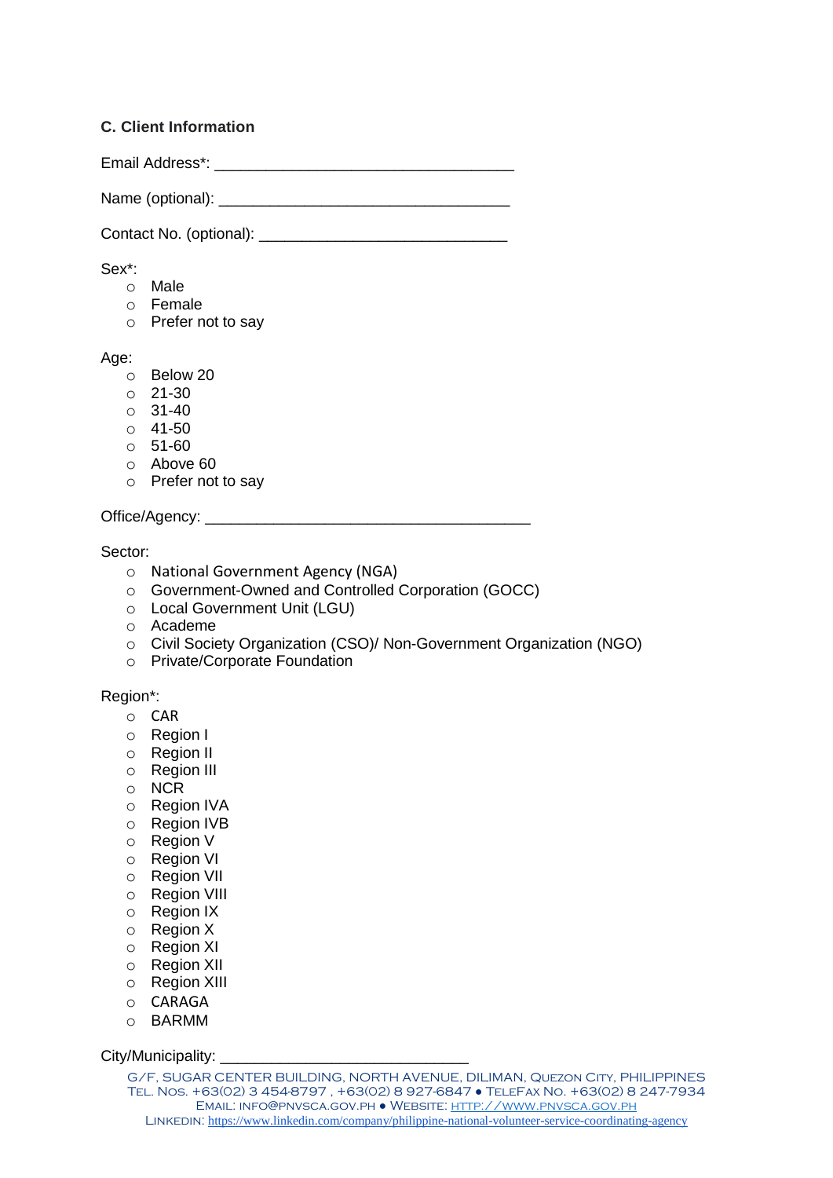### C. Client Information

Email Address*: ___________________________________

Name (optional): __________________________________

Contact No. (optional): _____________________________

Sex*:

- Male
- Female
- Prefer not to say

Age:

- Below 20
- 21-30
- 31-40
- 41-50
- 51-60
- Above 60
- Prefer not to say

Office/Agency: ______________________________________

Sector:

- National Government Agency (NGA)
- Government-Owned and Controlled Corporation (GOCC)
- Local Government Unit (LGU)
- Academe
- Civil Society Organization (CSO)/ Non-Government Organization (NGO)
- Private/Corporate Foundation

Region*:

- CAR
- Region I
- Region II
- Region III
- NCR
- Region IVA
- Region IVB
- Region V
- Region VI
- Region VII
- Region VIII
- Region IX
- Region X
- Region XI
- Region XII
- Region XIII
- CARAGA
- BARMM

City/Municipality: _____________________________